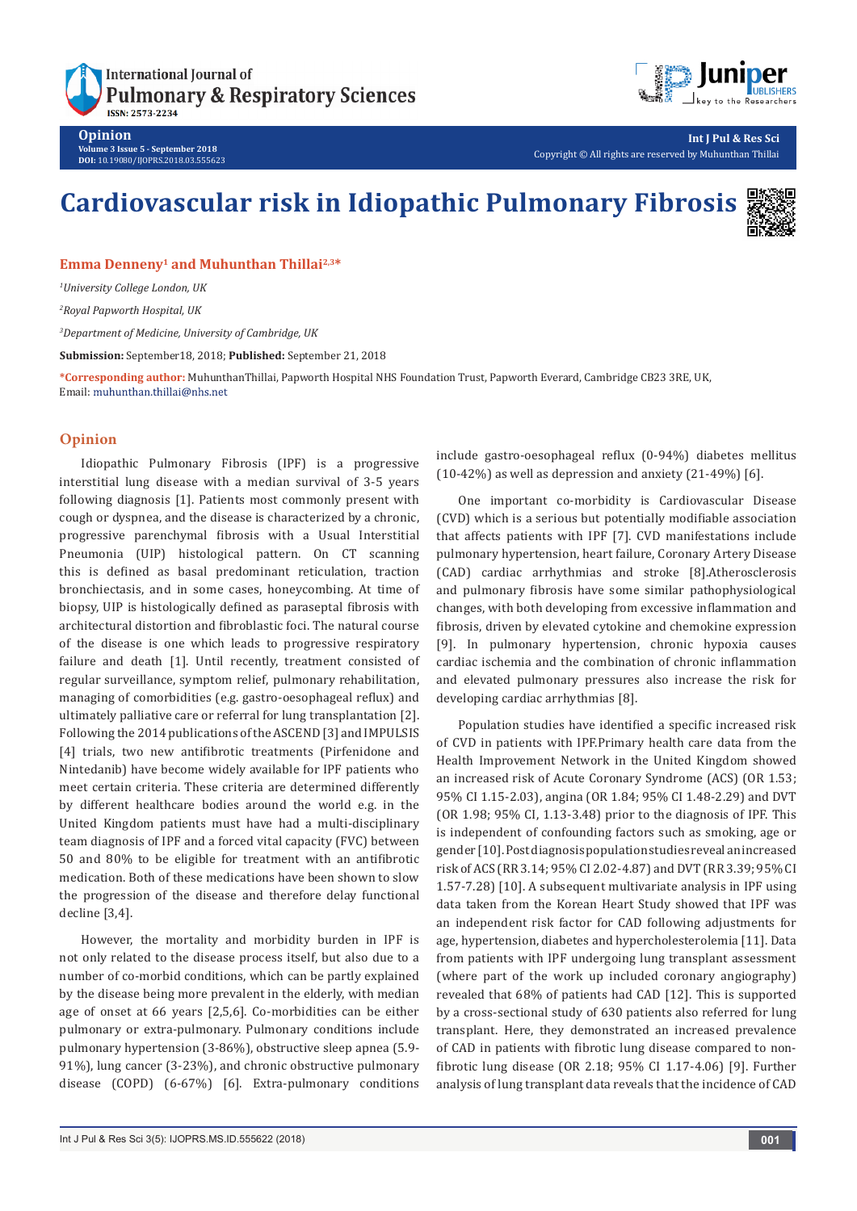# Cardiovascular risk in Idiopathic Pulmonary Fibrosis

**Emma Denneny[1] and Muhunthan Thillai[2,3*]**

*[1]University College London, UK*

*[2]Royal Papworth Hospital, UK*

*[3]Department of Medicine, University of Cambridge, UK*

**Submission:** September18, 2018; **Published:** September 21, 2018

**\*Corresponding author:** MuhunthanThillai, Papworth Hospital NHS Foundation Trust, Papworth Everard, Cambridge CB23 3RE, UK, Email: muhunthan.thillai@nhs.net

## Opinion

Idiopathic Pulmonary Fibrosis (IPF) is a progressive interstitial lung disease with a median survival of 3-5 years following diagnosis [1]. Patients most commonly present with cough or dyspnea, and the disease is characterized by a chronic, progressive parenchymal fibrosis with a Usual Interstitial Pneumonia (UIP) histological pattern. On CT scanning this is defined as basal predominant reticulation, traction bronchiectasis, and in some cases, honeycombing. At time of biopsy, UIP is histologically defined as paraseptal fibrosis with architectural distortion and fibroblastic foci. The natural course of the disease is one which leads to progressive respiratory failure and death [1]. Until recently, treatment consisted of regular surveillance, symptom relief, pulmonary rehabilitation, managing of comorbidities (e.g. gastro-oesophageal reflux) and ultimately palliative care or referral for lung transplantation [2]. Following the 2014 publications of the ASCEND [3] and IMPULSIS [4] trials, two new antifibrotic treatments (Pirfenidone and Nintedanib) have become widely available for IPF patients who meet certain criteria. These criteria are determined differently by different healthcare bodies around the world e.g. in the United Kingdom patients must have had a multi-disciplinary team diagnosis of IPF and a forced vital capacity (FVC) between 50 and 80% to be eligible for treatment with an antifibrotic medication. Both of these medications have been shown to slow the progression of the disease and therefore delay functional decline [3,4].

However, the mortality and morbidity burden in IPF is not only related to the disease process itself, but also due to a number of co-morbid conditions, which can be partly explained by the disease being more prevalent in the elderly, with median age of onset at 66 years [2,5,6]. Co-morbidities can be either pulmonary or extra-pulmonary. Pulmonary conditions include pulmonary hypertension (3-86%), obstructive sleep apnea (5.9-91%), lung cancer (3-23%), and chronic obstructive pulmonary disease (COPD) (6-67%) [6]. Extra-pulmonary conditions include gastro-oesophageal reflux (0-94%) diabetes mellitus (10-42%) as well as depression and anxiety (21-49%) [6].

One important co-morbidity is Cardiovascular Disease (CVD) which is a serious but potentially modifiable association that affects patients with IPF [7]. CVD manifestations include pulmonary hypertension, heart failure, Coronary Artery Disease (CAD) cardiac arrhythmias and stroke [8].Atherosclerosis and pulmonary fibrosis have some similar pathophysiological changes, with both developing from excessive inflammation and fibrosis, driven by elevated cytokine and chemokine expression [9]. In pulmonary hypertension, chronic hypoxia causes cardiac ischemia and the combination of chronic inflammation and elevated pulmonary pressures also increase the risk for developing cardiac arrhythmias [8].

Population studies have identified a specific increased risk of CVD in patients with IPF.Primary health care data from the Health Improvement Network in the United Kingdom showed an increased risk of Acute Coronary Syndrome (ACS) (OR 1.53; 95% CI 1.15-2.03), angina (OR 1.84; 95% CI 1.48-2.29) and DVT (OR 1.98; 95% CI, 1.13-3.48) prior to the diagnosis of IPF. This is independent of confounding factors such as smoking, age or gender [10]. Post diagnosis population studies reveal an increased risk of ACS (RR 3.14; 95% CI 2.02-4.87) and DVT (RR 3.39; 95% CI 1.57-7.28) [10]. A subsequent multivariate analysis in IPF using data taken from the Korean Heart Study showed that IPF was an independent risk factor for CAD following adjustments for age, hypertension, diabetes and hypercholesterolemia [11]. Data from patients with IPF undergoing lung transplant assessment (where part of the work up included coronary angiography) revealed that 68% of patients had CAD [12]. This is supported by a cross-sectional study of 630 patients also referred for lung transplant. Here, they demonstrated an increased prevalence of CAD in patients with fibrotic lung disease compared to non-fibrotic lung disease (OR 2.18; 95% CI 1.17-4.06) [9]. Further analysis of lung transplant data reveals that the incidence of CAD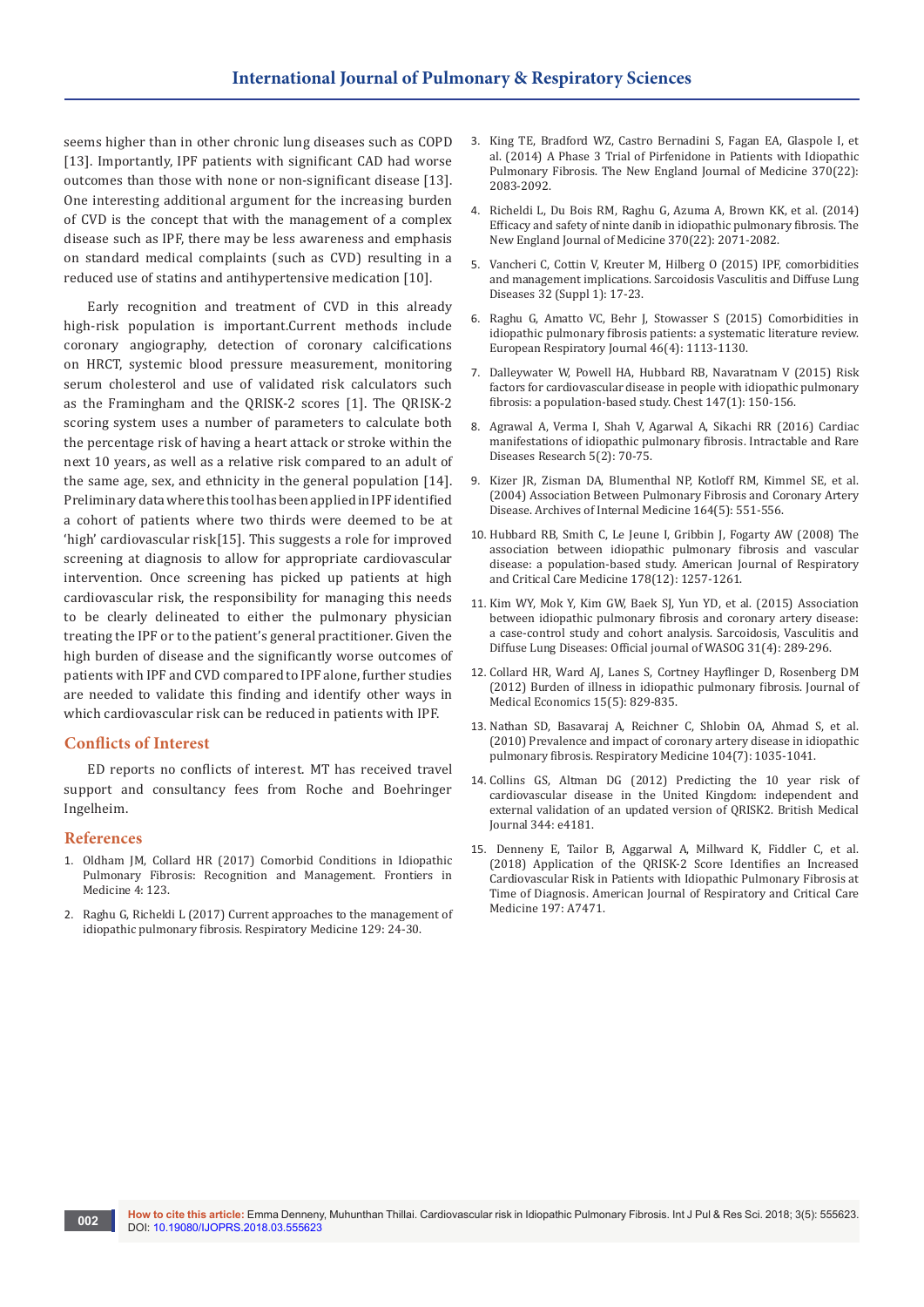seems higher than in other chronic lung diseases such as COPD [13]. Importantly, IPF patients with significant CAD had worse outcomes than those with none or non-significant disease [13]. One interesting additional argument for the increasing burden of CVD is the concept that with the management of a complex disease such as IPF, there may be less awareness and emphasis on standard medical complaints (such as CVD) resulting in a reduced use of statins and antihypertensive medication [10].

Early recognition and treatment of CVD in this already high-risk population is important.Current methods include coronary angiography, detection of coronary calcifications on HRCT, systemic blood pressure measurement, monitoring serum cholesterol and use of validated risk calculators such as the Framingham and the QRISK-2 scores [1]. The QRISK-2 scoring system uses a number of parameters to calculate both the percentage risk of having a heart attack or stroke within the next 10 years, as well as a relative risk compared to an adult of the same age, sex, and ethnicity in the general population [14]. Preliminary data where this tool has been applied in IPF identified a cohort of patients where two thirds were deemed to be at 'high' cardiovascular risk[15]. This suggests a role for improved screening at diagnosis to allow for appropriate cardiovascular intervention. Once screening has picked up patients at high cardiovascular risk, the responsibility for managing this needs to be clearly delineated to either the pulmonary physician treating the IPF or to the patient's general practitioner. Given the high burden of disease and the significantly worse outcomes of patients with IPF and CVD compared to IPF alone, further studies are needed to validate this finding and identify other ways in which cardiovascular risk can be reduced in patients with IPF.

## Conflicts of Interest

ED reports no conflicts of interest. MT has received travel support and consultancy fees from Roche and Boehringer Ingelheim.

## References

1. Oldham JM, Collard HR (2017) Comorbid Conditions in Idiopathic Pulmonary Fibrosis: Recognition and Management. Frontiers in Medicine 4: 123.
2. Raghu G, Richeldi L (2017) Current approaches to the management of idiopathic pulmonary fibrosis. Respiratory Medicine 129: 24-30.
3. King TE, Bradford WZ, Castro Bernadini S, Fagan EA, Glaspole I, et al. (2014) A Phase 3 Trial of Pirfenidone in Patients with Idiopathic Pulmonary Fibrosis. The New England Journal of Medicine 370(22): 2083-2092.
4. Richeldi L, Du Bois RM, Raghu G, Azuma A, Brown KK, et al. (2014) Efficacy and safety of ninte danib in idiopathic pulmonary fibrosis. The New England Journal of Medicine 370(22): 2071-2082.
5. Vancheri C, Cottin V, Kreuter M, Hilberg O (2015) IPF, comorbidities and management implications. Sarcoidosis Vasculitis and Diffuse Lung Diseases 32 (Suppl 1): 17-23.
6. Raghu G, Amatto VC, Behr J, Stowasser S (2015) Comorbidities in idiopathic pulmonary fibrosis patients: a systematic literature review. European Respiratory Journal 46(4): 1113-1130.
7. Dalleywater W, Powell HA, Hubbard RB, Navaratnam V (2015) Risk factors for cardiovascular disease in people with idiopathic pulmonary fibrosis: a population-based study. Chest 147(1): 150-156.
8. Agrawal A, Verma I, Shah V, Agarwal A, Sikachi RR (2016) Cardiac manifestations of idiopathic pulmonary fibrosis. Intractable and Rare Diseases Research 5(2): 70-75.
9. Kizer JR, Zisman DA, Blumenthal NP, Kotloff RM, Kimmel SE, et al. (2004) Association Between Pulmonary Fibrosis and Coronary Artery Disease. Archives of Internal Medicine 164(5): 551-556.
10. Hubbard RB, Smith C, Le Jeune I, Gribbin J, Fogarty AW (2008) The association between idiopathic pulmonary fibrosis and vascular disease: a population-based study. American Journal of Respiratory and Critical Care Medicine 178(12): 1257-1261.
11. Kim WY, Mok Y, Kim GW, Baek SJ, Yun YD, et al. (2015) Association between idiopathic pulmonary fibrosis and coronary artery disease: a case-control study and cohort analysis. Sarcoidosis, Vasculitis and Diffuse Lung Diseases: Official journal of WASOG 31(4): 289-296.
12. Collard HR, Ward AJ, Lanes S, Cortney Hayflinger D, Rosenberg DM (2012) Burden of illness in idiopathic pulmonary fibrosis. Journal of Medical Economics 15(5): 829-835.
13. Nathan SD, Basavaraj A, Reichner C, Shlobin OA, Ahmad S, et al. (2010) Prevalence and impact of coronary artery disease in idiopathic pulmonary fibrosis. Respiratory Medicine 104(7): 1035-1041.
14. Collins GS, Altman DG (2012) Predicting the 10 year risk of cardiovascular disease in the United Kingdom: independent and external validation of an updated version of QRISK2. British Medical Journal 344: e4181.
15. Denneny E, Tailor B, Aggarwal A, Millward K, Fiddler C, et al. (2018) Application of the QRISK-2 Score Identifies an Increased Cardiovascular Risk in Patients with Idiopathic Pulmonary Fibrosis at Time of Diagnosis. American Journal of Respiratory and Critical Care Medicine 197: A7471.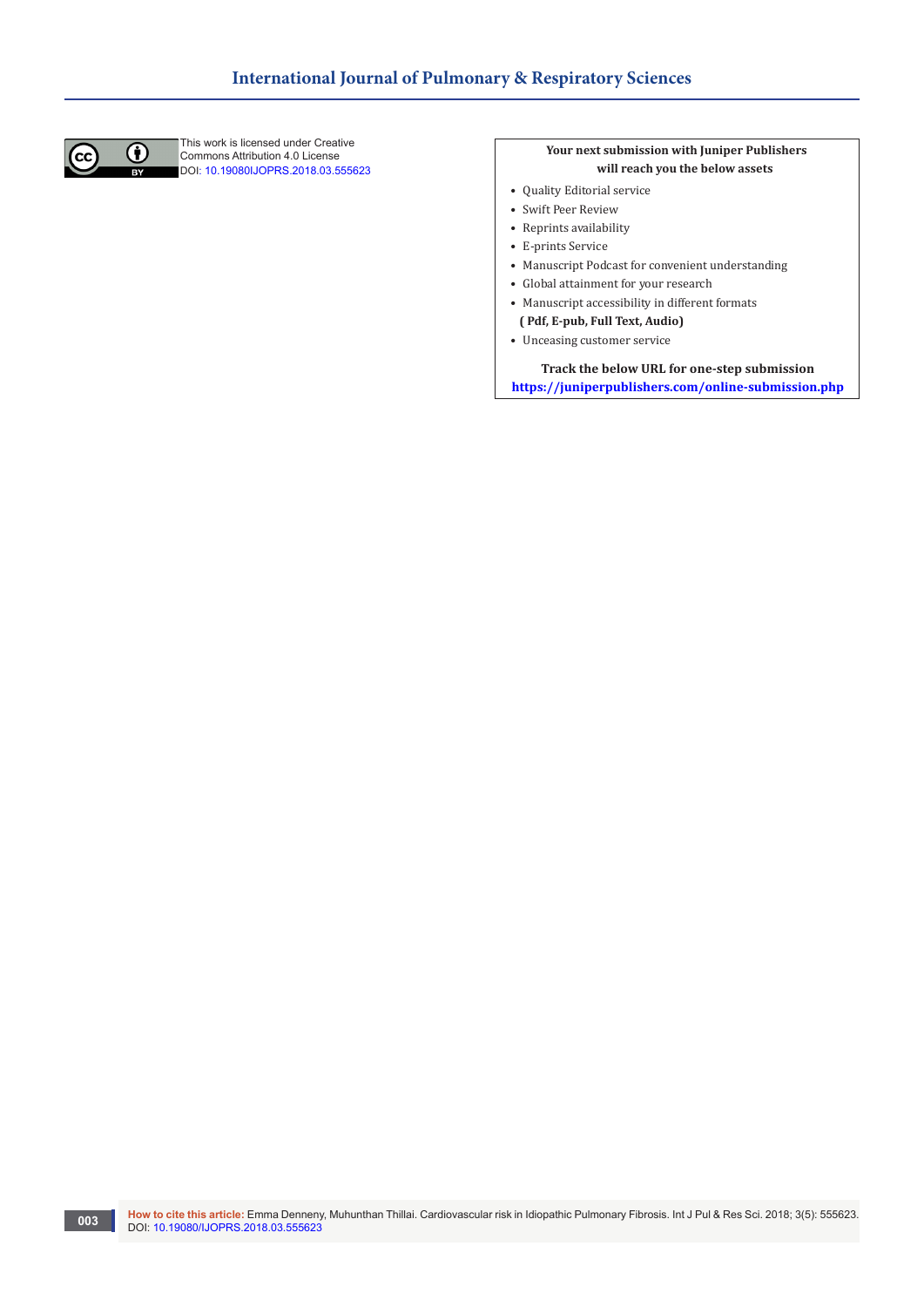This work is licensed under Creative Commons Attribution 4.0 License
DOI: 10.19080IJOPRS.2018.03.555623

**Your next submission with Juniper Publishers will reach you the below assets**

- Quality Editorial service
- Swift Peer Review
- Reprints availability
- E-prints Service
- Manuscript Podcast for convenient understanding
- Global attainment for your research
- Manuscript accessibility in different formats

**( Pdf, E-pub, Full Text, Audio)**

- Unceasing customer service

**Track the below URL for one-step submission**
**https://juniperpublishers.com/online-submission.php**

**How to cite this article:** Emma Denneny, Muhunthan Thillai. Cardiovascular risk in Idiopathic Pulmonary Fibrosis. Int J Pul & Res Sci. 2018; 3(5): 555623. DOI: 10.19080/IJOPRS.2018.03.555623